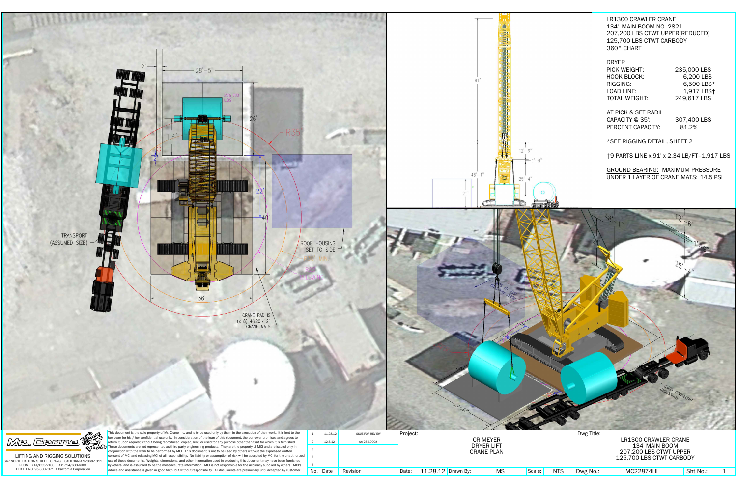LR1300 CRAWLER CRANE
134' MAIN BOOM NO. 2821
207,200 LBS CTWT UPPER(REDUCED)
125,700 LBS CTWT CARBODY
360° CHART

DRYER

| | |
|---|---|
| PICK WEIGHT: | 235,000 LBS |
| HOOK BLOCK: | 6,200 LBS |
| RIGGING: | 6,500 LBS* |
| LOAD LINE: | 1,917 LBS† |
| TOTAL WEIGHT: | 249,617 LBS |

AT PICK & SET RADII

| | |
|---|---|
| CAPACITY @ 35': | 307,400 LBS |
| PERCENT CAPACITY: | 81.2% |

*SEE RIGGING DETAIL, SHEET 2

†9 PARTS LINE x 91' x 2.34 LB/FT=1,917 LBS

GROUND BEARING: MAXIMUM PRESSURE UNDER 1 LAYER OF CRANE MATS: 14.5 PSI

TRANSPORT (ASSUMED SIZE)

ROOF HOUSING SET TO SIDE

CRANE PAD IS (x18) 4'x20'x12" CRANE MATS

206,000 LBS

2' 28'-5" 26' 13' R35' 22' 40' 36'

91' 48'-1" 21' 12'-6" 1'-9" 25'-4"

MR. CRANE
LIFTING AND RIGGING SOLUTIONS
647 NORTH HARITON STREET, ORANGE, CALIFORNIA 92868-1311
PHONE: 714/633-2100 FAX: 714/633-8901
FED I.D. NO. 95-3007071 A California Corporation

This document is the sole property of Mr. Crane Inc. and is to be used only by them in the execution of their work. It is lent to the borrower for his / her confidential use only. In consideration of the loan of this document, the borrower promises and agrees to return it upon request without being reproduced, copied, lent, or used for any purpose other than that for which it is furnished. These documents are not represented as third-party engineering products. They are the property of MCI and are issued only in conjunction with the work to be performed by MCI. This document is not to be used by others without the expressed written consent of MCI and releasing MCI of all responsibility. No liability or assumption of risk will be accepted by MCI for the unauthorized use of these documents. Weights, dimensions, and other information used in producing this document may have been furnished by others, and is assumed to be the most accurate information. MCI is not responsible for the accuracy supplied by others. MCI's advice and assistance is given in good faith, but without responsibility. All documents are preliminary until accepted by customer.

| No. | Date | Revision |
|---|---|---|
| 1 | 11.28.12 | ISSUE FOR REVIEW |
| 2 | 12.5.12 | wt: 235,000# |
| 3 | | |
| 4 | | |
| 5 | | |

Project: CR MEYER DRYER LIFT CRANE PLAN

Date: 11.28.12 | Drawn By: MS | Scale: NTS

Dwg Title: LR1300 CRAWLER CRANE 134' MAIN BOOM 207,200 LBS CTWT UPPER 125,700 LBS CTWT CARBODY

Dwg No.: MC22874HL | Sht No.: 1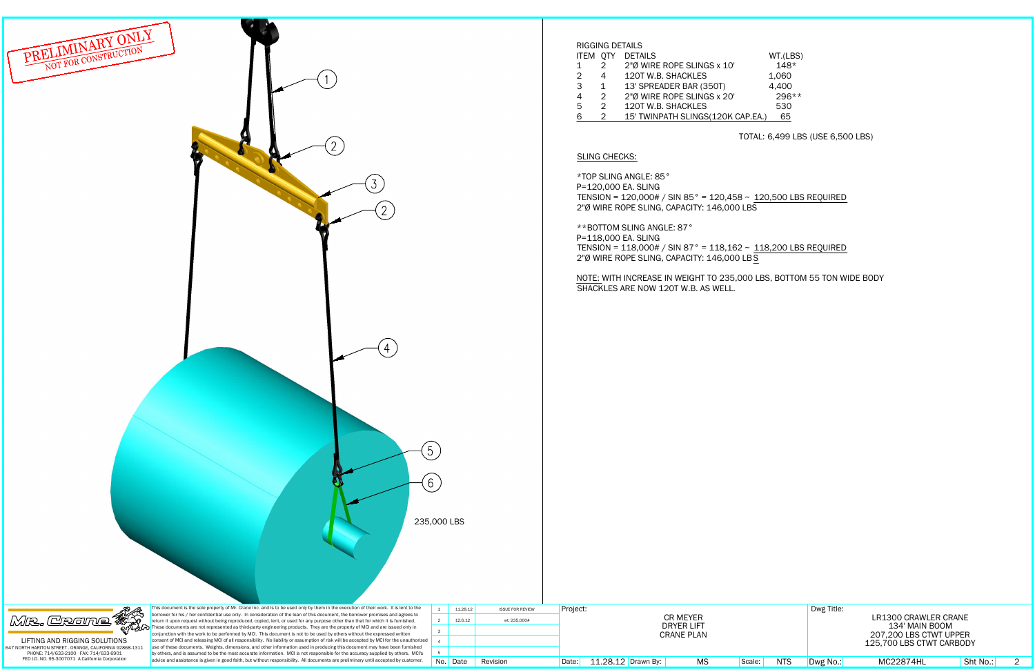PRELIMINARY ONLY
NOT FOR CONSTRUCTION

1
2
3
2
4
5
6

235,000 LBS

## RIGGING DETAILS

| ITEM | QTY | DETAILS | WT.(LBS) |
|---|---|---|---|
| 1 | 2 | 2"Ø WIRE ROPE SLINGS x 10' | 148* |
| 2 | 4 | 120T W.B. SHACKLES | 1,060 |
| 3 | 1 | 13' SPREADER BAR (350T) | 4,400 |
| 4 | 2 | 2"Ø WIRE ROPE SLINGS x 20' | 296** |
| 5 | 2 | 120T W.B. SHACKLES | 530 |
| 6 | 2 | 15' TWINPATH SLINGS(120K CAP.EA.) | 65 |

TOTAL: 6,499 LBS (USE 6,500 LBS)

## SLING CHECKS:

*TOP SLING ANGLE: 85°
P=120,000 EA. SLING
TENSION = 120,000# / SIN 85° = 120,458 ~ 120,500 LBS REQUIRED
2"Ø WIRE ROPE SLING, CAPACITY: 146,000 LBS

**BOTTOM SLING ANGLE: 87°
P=118,000 EA. SLING
TENSION = 118,000# / SIN 87° = 118,162 ~ 118,200 LBS REQUIRED
2"Ø WIRE ROPE SLING, CAPACITY: 146,000 LBS

NOTE: WITH INCREASE IN WEIGHT TO 235,000 LBS, BOTTOM 55 TON WIDE BODY SHACKLES ARE NOW 120T W.B. AS WELL.

---

MR. CRANE
LIFTING AND RIGGING SOLUTIONS
647 NORTH HARITON STREET, ORANGE, CALIFORNIA 92868-1311
PHONE: 714/633-2100 FAX: 714/633-6901
FED I.D. NO. 95-3007071 A California Corporation

This document is the sole property of Mr. Crane Inc. and is to be used only by them in the execution of their work. It is lent to the borrower for his / her confidential use only. In consideration of the loan of this document, the borrower promises and agrees to return it upon request without being reproduced, copied, lent, or used for any purpose other than that for which it is furnished. These documents are not represented as third-party engineering products. They are the property of MCI and are issued only in conjunction with the work to be performed by MCI. This document is not to be used by others without the expressed written consent of MCI and releasing MCI of all responsibility. No liability or assumption of risk will be accepted by MCI for the unauthorized use of these documents. Weights, dimensions, and other information used in producing this document may have been furnished by others, and is assumed to be the most accurate information. MCI is not responsible for the accuracy supplied by others. MCI's advice and assistance is given in good faith, but without responsibility. All documents are preliminary until accepted by customer.

| No. | Date | Revision |
|---|---|---|
| 1 | 11.28.12 | ISSUE FOR REVIEW |
| 2 | 12.6.12 | wt: 235,000# |
| 3 | | |
| 4 | | |
| 5 | | |

Project: CR MEYER DRYER LIFT CRANE PLAN

Date: 11.28.12 Drawn By: MS Scale: NTS

Dwg Title: LR1300 CRAWLER CRANE 134' MAIN BOOM 207,200 LBS CTWT UPPER 125,700 LBS CTWT CARBODY

Dwg No.: MC22874HL Sht No.: 2